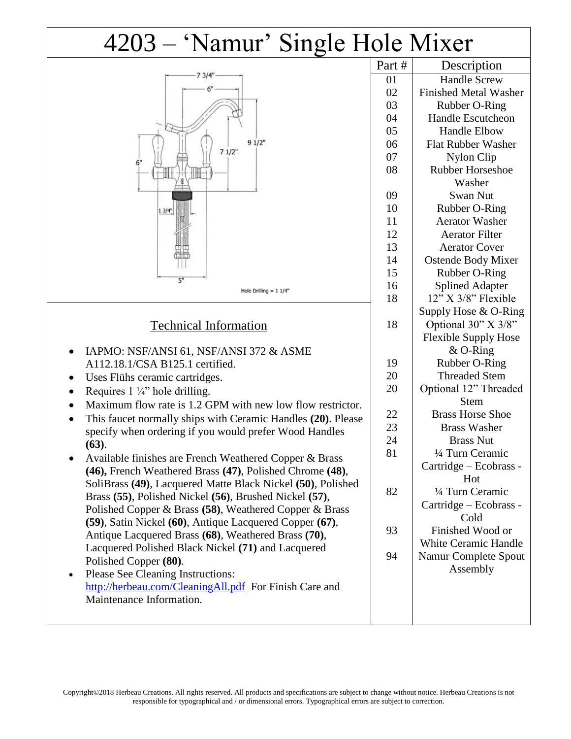# 4203 – 'Namur' Single Hole Mixer

7 3/4"

6"

9 1/2"

7 1/2"

6"

1 3/4"

5"

Hole Drilling = 1 1/4"

## Technical Information

- IAPMO: NSF/ANSI 61, NSF/ANSI 372 & ASME A112.18.1/CSA B125.1 certified.
- Uses Flühs ceramic cartridges.
- Requires 1 ¼" hole drilling.
- Maximum flow rate is 1.2 GPM with new low flow restrictor.
- This faucet normally ships with Ceramic Handles **(20)**. Please specify when ordering if you would prefer Wood Handles **(63)**.
- Available finishes are French Weathered Copper & Brass **(46),** French Weathered Brass **(47)**, Polished Chrome **(48)**, SoliBrass **(49)**, Lacquered Matte Black Nickel **(50)**, Polished Brass **(55)**, Polished Nickel **(56)**, Brushed Nickel **(57)**, Polished Copper & Brass **(58)**, Weathered Copper & Brass **(59)**, Satin Nickel **(60)**, Antique Lacquered Copper **(67)**, Antique Lacquered Brass **(68)**, Weathered Brass **(70)**, Lacquered Polished Black Nickel **(71)** and Lacquered Polished Copper **(80)**.
- Please See Cleaning Instructions: http://herbeau.com/CleaningAll.pdf For Finish Care and Maintenance Information.

| Part # | Description |
|---|---|
| 01 | Handle Screw |
| 02 | Finished Metal Washer |
| 03 | Rubber O-Ring |
| 04 | Handle Escutcheon |
| 05 | Handle Elbow |
| 06 | Flat Rubber Washer |
| 07 | Nylon Clip |
| 08 | Rubber Horseshoe Washer |
| 09 | Swan Nut |
| 10 | Rubber O-Ring |
| 11 | Aerator Washer |
| 12 | Aerator Filter |
| 13 | Aerator Cover |
| 14 | Ostende Body Mixer |
| 15 | Rubber O-Ring |
| 16 | Splined Adapter |
| 18 | 12" X 3/8" Flexible Supply Hose & O-Ring |
| 18 | Optional 30" X 3/8" Flexible Supply Hose & O-Ring |
| 19 | Rubber O-Ring |
| 20 | Threaded Stem |
| 20 | Optional 12" Threaded Stem |
| 22 | Brass Horse Shoe |
| 23 | Brass Washer |
| 24 | Brass Nut |
| 81 | ¼ Turn Ceramic Cartridge – Ecobrass - Hot |
| 82 | ¼ Turn Ceramic Cartridge – Ecobrass - Cold |
| 93 | Finished Wood or White Ceramic Handle |
| 94 | Namur Complete Spout Assembly |

Copyright©2018 Herbeau Creations. All rights reserved. All products and specifications are subject to change without notice. Herbeau Creations is not responsible for typographical and / or dimensional errors. Typographical errors are subject to correction.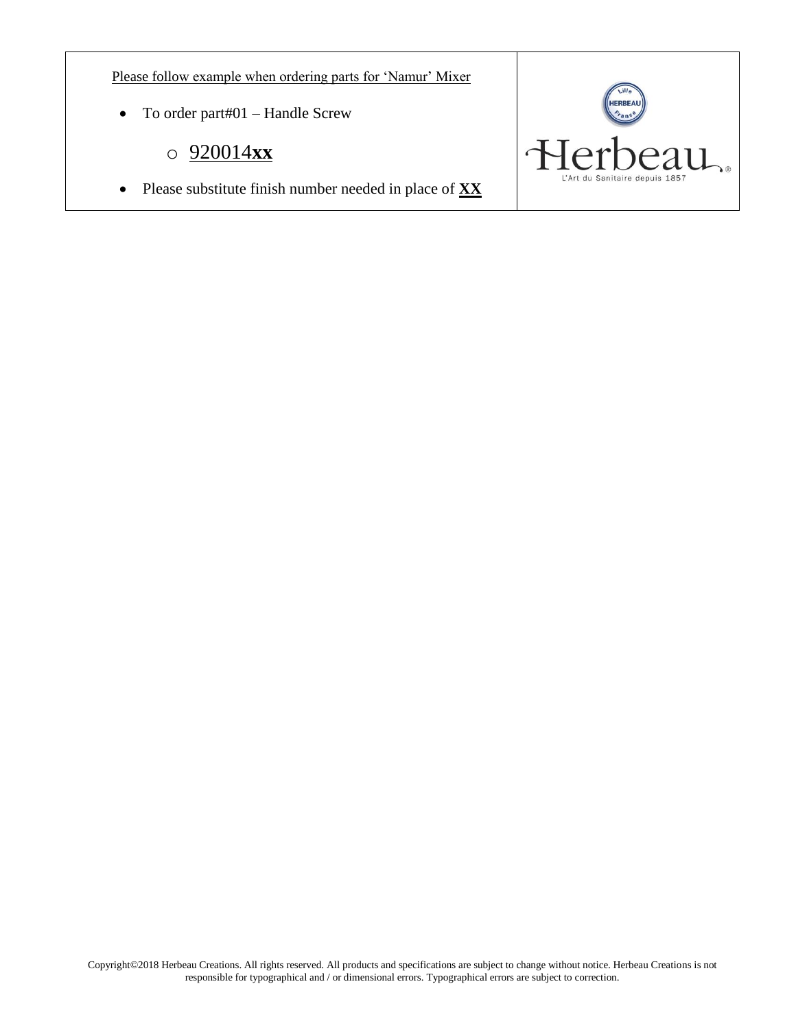Please follow example when ordering parts for 'Namur' Mixer

- To order part#01 – Handle Screw
  - 920014**xx**
- Please substitute finish number needed in place of **XX**

Herbeau

L'Art du Sanitaire depuis 1857

Copyright©2018 Herbeau Creations. All rights reserved. All products and specifications are subject to change without notice. Herbeau Creations is not responsible for typographical and / or dimensional errors. Typographical errors are subject to correction.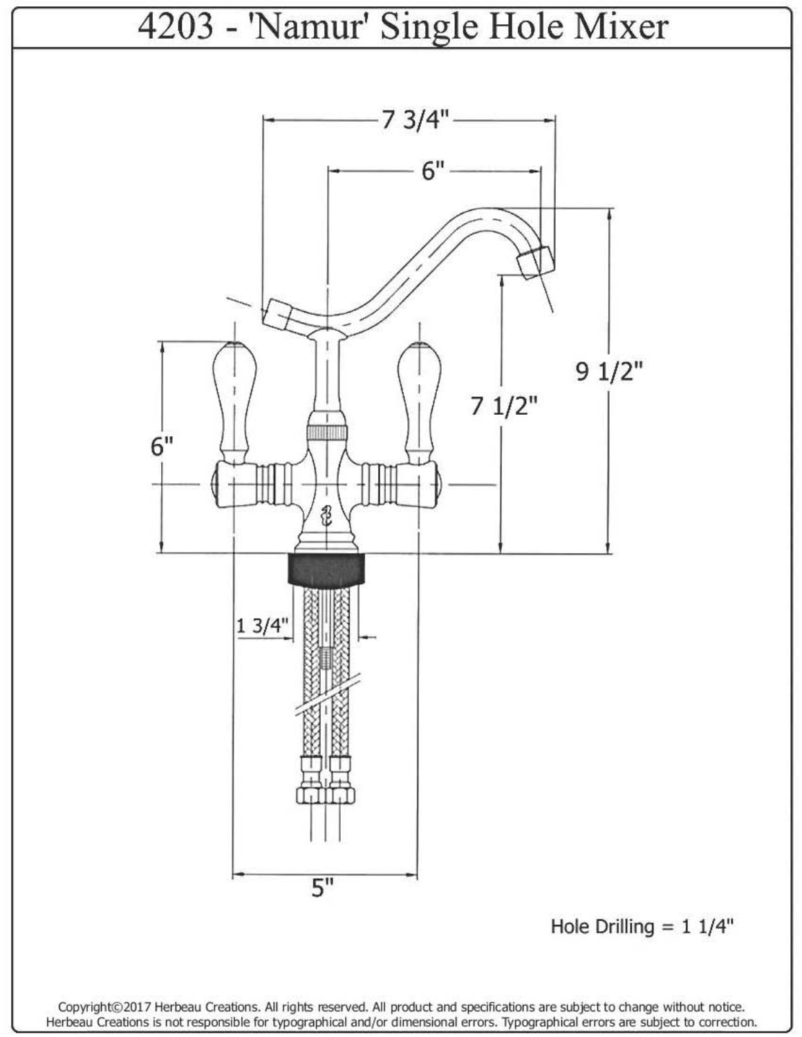# 4203 - 'Namur' Single Hole Mixer

7 3/4"

6"

9 1/2"

7 1/2"

6"

1 3/4"

5"

Hole Drilling = 1 1/4"

Copyright©2017 Herbeau Creations. All rights reserved. All product and specifications are subject to change without notice. Herbeau Creations is not responsible for typographical and/or dimensional errors. Typographical errors are subject to correction.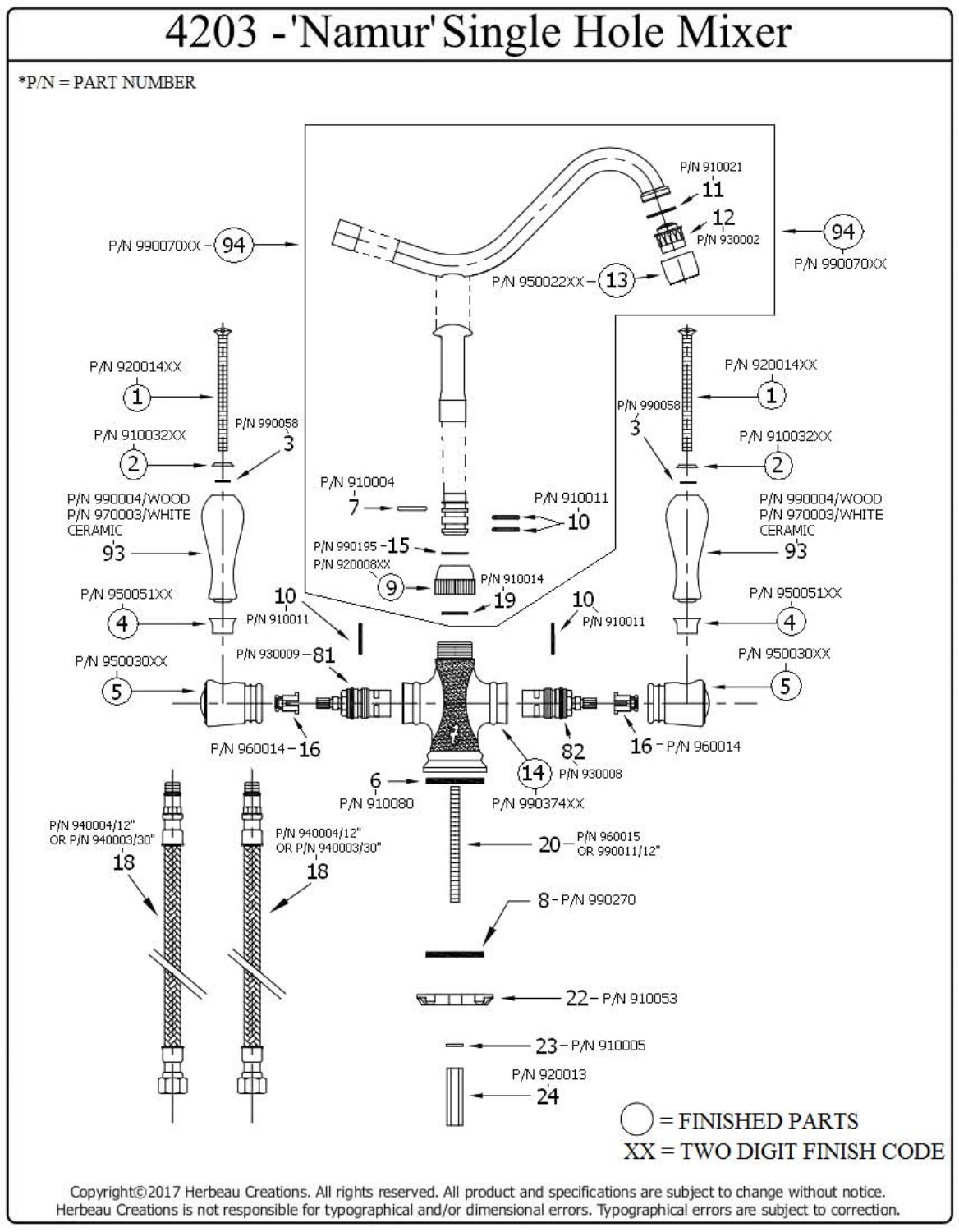# 4203 -'Namur' Single Hole Mixer

*P/N = PART NUMBER

P/N 990070XX - 94

P/N 910021 - 11

P/N 930002 - 12

P/N 950022XX - 13

P/N 920014XX - 1

P/N 910032XX - 2

P/N 990058 - 3

P/N 990004/WOOD
P/N 970003/WHITE CERAMIC
93

P/N 950051XX - 4

P/N 950030XX - 5

P/N 910004 - 7

P/N 910011 - 10

P/N 990195 - 15

P/N 920008XX - 9

P/N 910014 - 19

P/N 930009 - 81

P/N 930008 - 82

P/N 960014 - 16

6 - P/N 910080

14 - P/N 990374XX

P/N 940004/12" OR P/N 940003/30" - 18

20 - P/N 960015 OR 990011/12"

8 - P/N 990270

22 - P/N 910053

23 - P/N 910005

P/N 920013 - 24

○ = FINISHED PARTS

XX = TWO DIGIT FINISH CODE

Copyright©2017 Herbeau Creations. All rights reserved. All product and specifications are subject to change without notice. Herbeau Creations is not responsible for typographical and/or dimensional errors. Typographical errors are subject to correction.